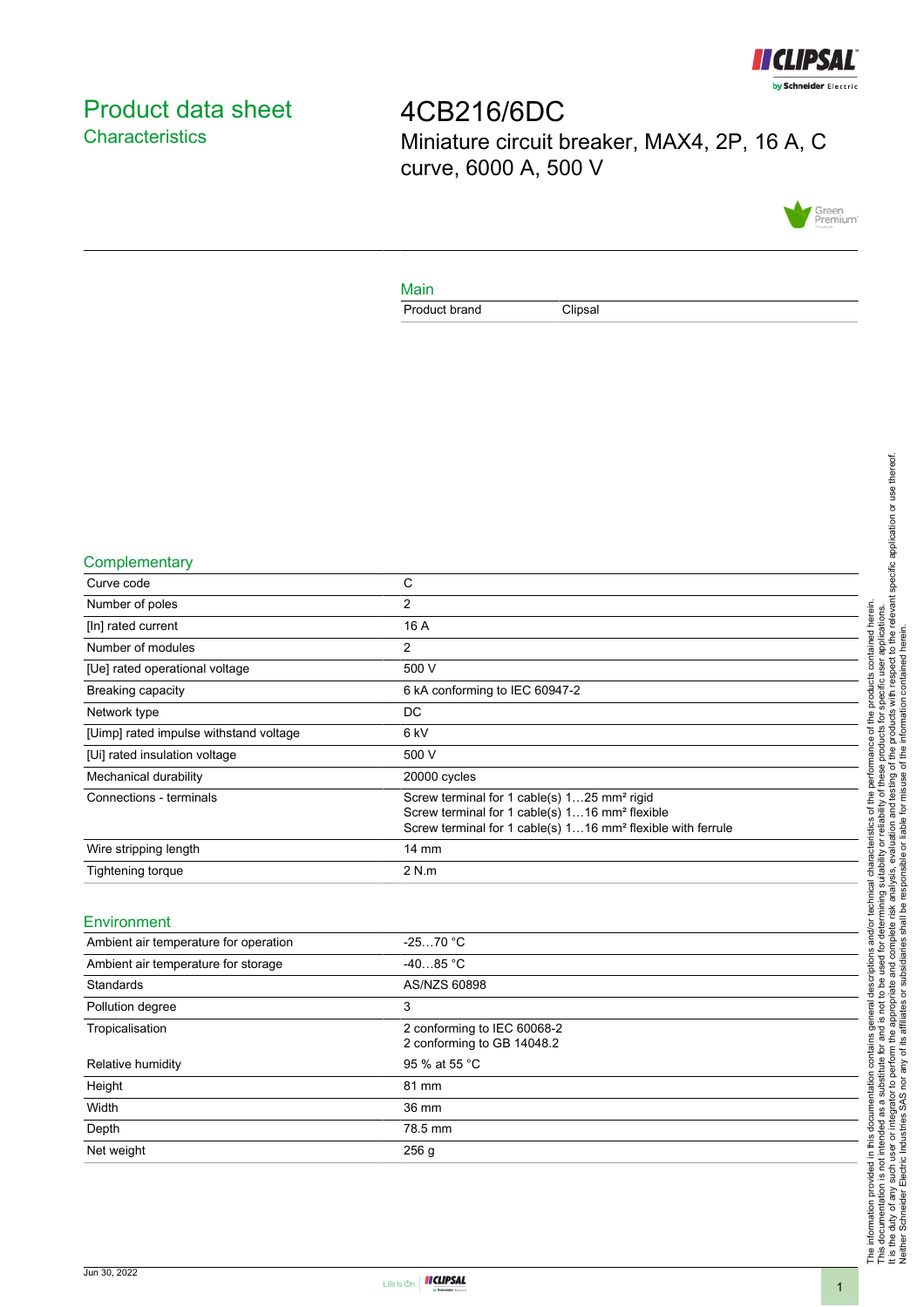# Product data sheet

## Characteristics

# 4CB216/6DC

Miniature circuit breaker, MAX4, 2P, 16 A, C curve, 6000 A, 500 V

## Main

| Product brand | Clipsal |
|---|---|

## Complementary

| | |
|---|---|
| Curve code | C |
| Number of poles | 2 |
| [In] rated current | 16 A |
| Number of modules | 2 |
| [Ue] rated operational voltage | 500 V |
| Breaking capacity | 6 kA conforming to IEC 60947-2 |
| Network type | DC |
| [Uimp] rated impulse withstand voltage | 6 kV |
| [Ui] rated insulation voltage | 500 V |
| Mechanical durability | 20000 cycles |
| Connections - terminals | Screw terminal for 1 cable(s) 1…25 mm² rigid<br>Screw terminal for 1 cable(s) 1…16 mm² flexible<br>Screw terminal for 1 cable(s) 1…16 mm² flexible with ferrule |
| Wire stripping length | 14 mm |
| Tightening torque | 2 N.m |

## Environment

| | |
|---|---|
| Ambient air temperature for operation | -25…70 °C |
| Ambient air temperature for storage | -40…85 °C |
| Standards | AS/NZS 60898 |
| Pollution degree | 3 |
| Tropicalisation | 2 conforming to IEC 60068-2<br>2 conforming to GB 14048.2 |
| Relative humidity | 95 % at 55 °C |
| Height | 81 mm |
| Width | 36 mm |
| Depth | 78.5 mm |
| Net weight | 256 g |

The information provided in this documentation contains general descriptions and/or technical characteristics of the performance of the products contained herein. This documentation is not intended as a substitute for and is not to be used for determining suitability or reliability of these products for specific user applications. It is the duty of any such user or integrator to perform the appropriate and complete risk analysis, evaluation and testing of the products with respect to the relevant specific application or use thereof. Neither Schneider Electric Industries SAS nor any of its affiliates or subsidiaries shall be responsible or liable for misuse of the information contained herein.

Jun 30, 2022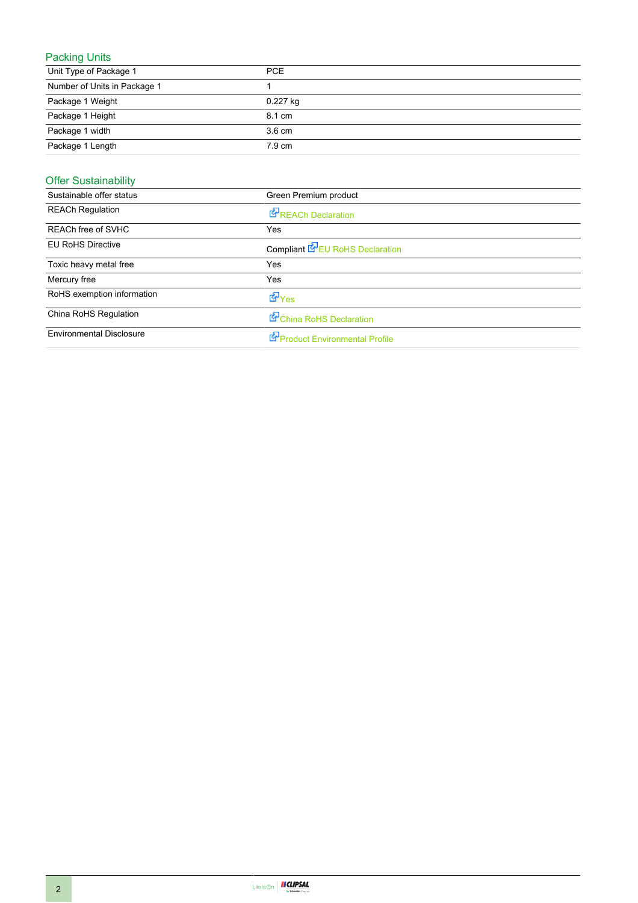## Packing Units

| | |
|---|---|
| Unit Type of Package 1 | PCE |
| Number of Units in Package 1 | 1 |
| Package 1 Weight | 0.227 kg |
| Package 1 Height | 8.1 cm |
| Package 1 width | 3.6 cm |
| Package 1 Length | 7.9 cm |

## Offer Sustainability

| | |
|---|---|
| Sustainable offer status | Green Premium product |
| REACh Regulation | REACh Declaration |
| REACh free of SVHC | Yes |
| EU RoHS Directive | Compliant EU RoHS Declaration |
| Toxic heavy metal free | Yes |
| Mercury free | Yes |
| RoHS exemption information | Yes |
| China RoHS Regulation | China RoHS Declaration |
| Environmental Disclosure | Product Environmental Profile |